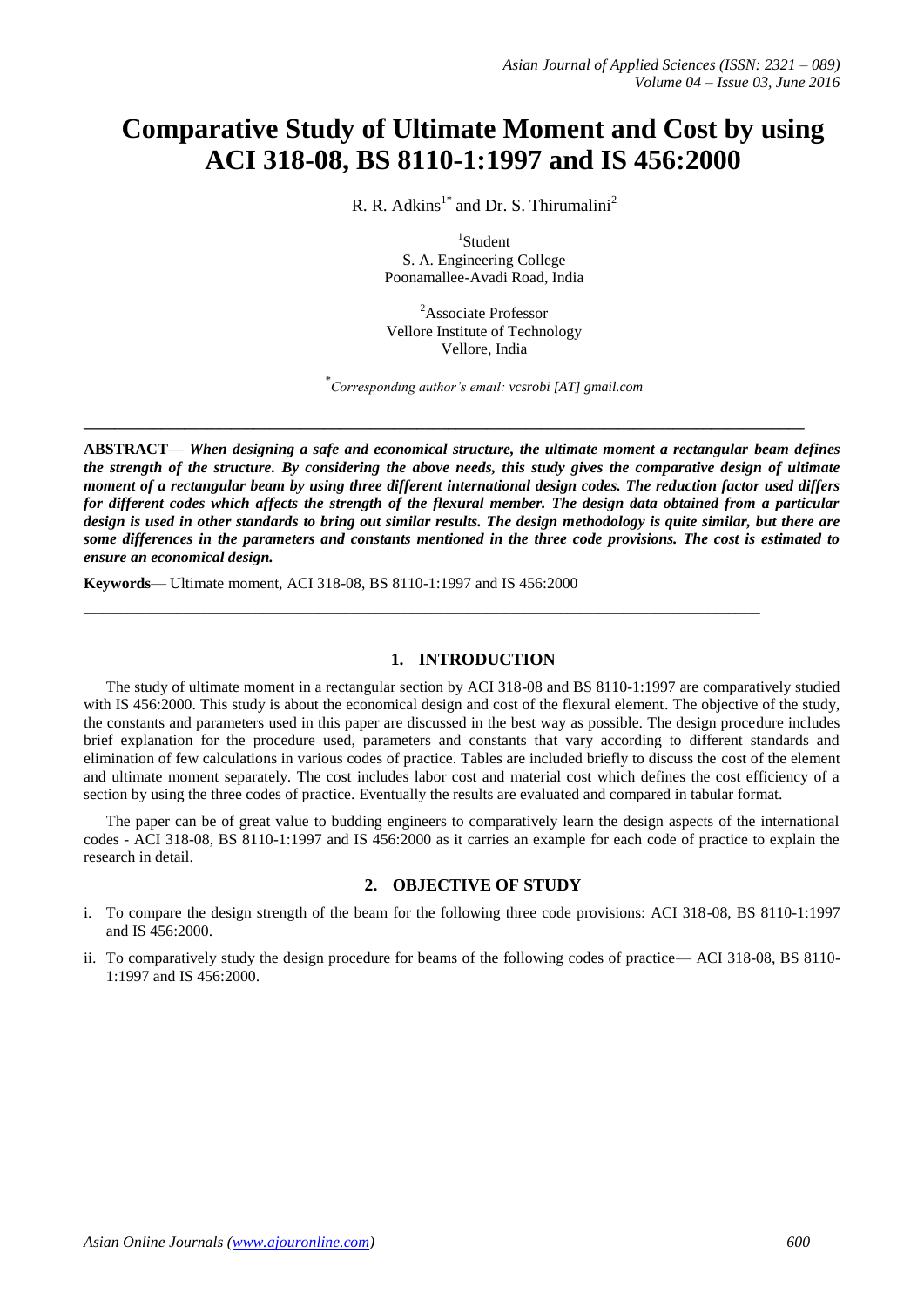# Comparative Study of Ultimate Moment and Cost by using ACI 318-08, BS 8110-1:1997 and IS 456:2000

R. R. Adkins[1*] and Dr. S. Thirumalini[2]

[1]Student
S. A. Engineering College
Poonamallee-Avadi Road, India

[2]Associate Professor
Vellore Institute of Technology
Vellore, India

[*]*Corresponding author's email: vcsrobi [AT] gmail.com*

---

**ABSTRACT**— ***When designing a safe and economical structure, the ultimate moment a rectangular beam defines the strength of the structure. By considering the above needs, this study gives the comparative design of ultimate moment of a rectangular beam by using three different international design codes. The reduction factor used differs for different codes which affects the strength of the flexural member. The design data obtained from a particular design is used in other standards to bring out similar results. The design methodology is quite similar, but there are some differences in the parameters and constants mentioned in the three code provisions. The cost is estimated to ensure an economical design.***

**Keywords**— Ultimate moment, ACI 318-08, BS 8110-1:1997 and IS 456:2000

---

## 1. INTRODUCTION

The study of ultimate moment in a rectangular section by ACI 318-08 and BS 8110-1:1997 are comparatively studied with IS 456:2000. This study is about the economical design and cost of the flexural element. The objective of the study, the constants and parameters used in this paper are discussed in the best way as possible. The design procedure includes brief explanation for the procedure used, parameters and constants that vary according to different standards and elimination of few calculations in various codes of practice. Tables are included briefly to discuss the cost of the element and ultimate moment separately. The cost includes labor cost and material cost which defines the cost efficiency of a section by using the three codes of practice. Eventually the results are evaluated and compared in tabular format.

The paper can be of great value to budding engineers to comparatively learn the design aspects of the international codes - ACI 318-08, BS 8110-1:1997 and IS 456:2000 as it carries an example for each code of practice to explain the research in detail.

## 2. OBJECTIVE OF STUDY

i. To compare the design strength of the beam for the following three code provisions: ACI 318-08, BS 8110-1:1997 and IS 456:2000.

ii. To comparatively study the design procedure for beams of the following codes of practice— ACI 318-08, BS 8110-1:1997 and IS 456:2000.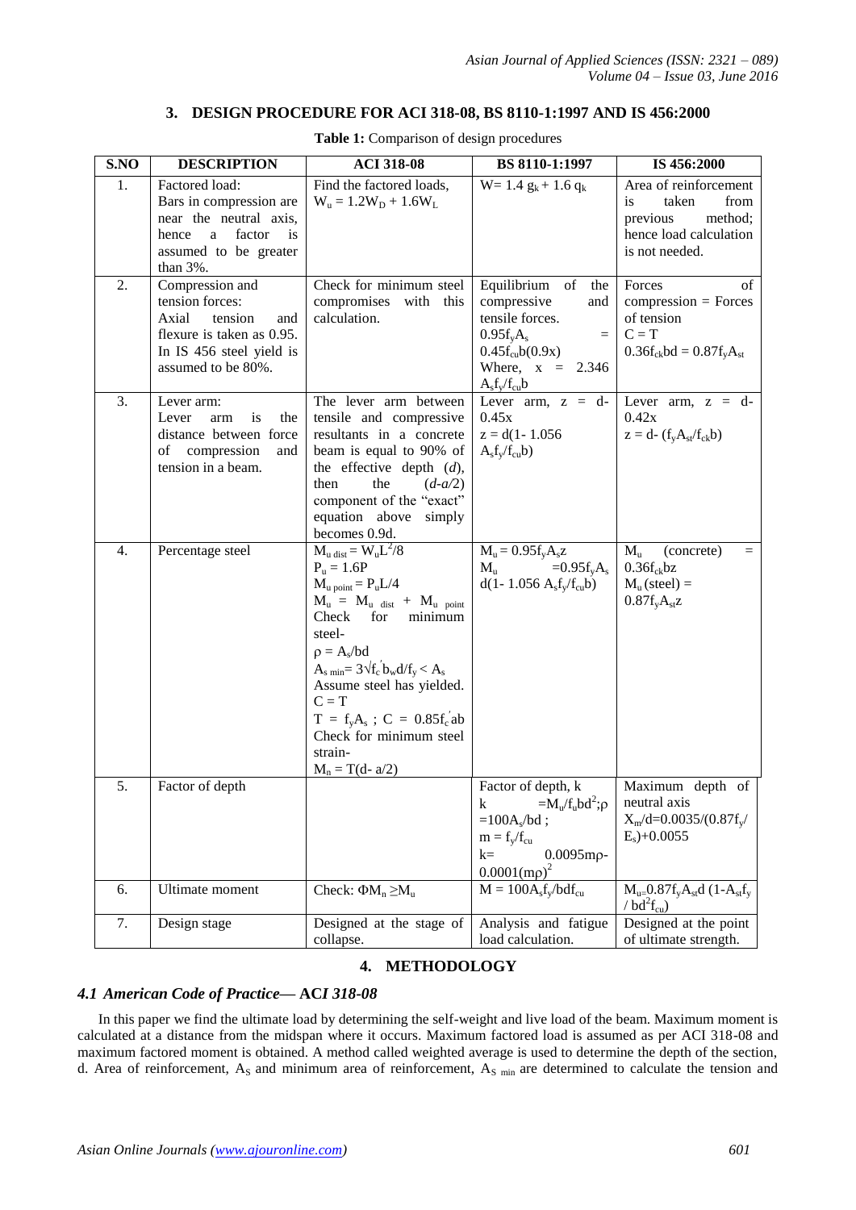## 3. DESIGN PROCEDURE FOR ACI 318-08, BS 8110-1:1997 AND IS 456:2000

**Table 1:** Comparison of design procedures

| S.NO | DESCRIPTION | ACI 318-08 | BS 8110-1:1997 | IS 456:2000 |
|---|---|---|---|---|
| 1. | Factored load: Bars in compression are near the neutral axis, hence a factor is assumed to be greater than 3%. | Find the factored loads, $W_u = 1.2W_D + 1.6W_L$ | $W= 1.4\ g_k + 1.6\ q_k$ | Area of reinforcement is taken from previous method; hence load calculation is not needed. |
| 2. | Compression and tension forces: Axial tension and flexure is taken as 0.95. In IS 456 steel yield is assumed to be 80%. | Check for minimum steel compromises with this calculation. | Equilibrium of the compressive and tensile forces. $0.95f_yA_s = 0.45f_{cu}b(0.9x)$ Where, $x = 2.346\ A_sf_y/f_{cu}b$ | Forces of compression = Forces of tension $C = T$ $0.36f_{ck}bd = 0.87f_yA_{st}$ |
| 3. | Lever arm: Lever arm is the distance between force of compression and tension in a beam. | The lever arm between tensile and compressive resultants in a concrete beam is equal to 90% of the effective depth (*d*), then the (*d-a/2*) component of the "exact" equation above simply becomes 0.9d. | Lever arm, $z = d- 0.45x$ $z = d(1- 1.056\ A_sf_y/f_{cu}b)$ | Lever arm, $z = d- 0.42x$ $z = d- (f_yA_{st}/f_{ck}b)$ |
| 4. | Percentage steel | $M_{u\ dist} = W_uL^2/8$ $P_u = 1.6P$ $M_{u\ point} = P_uL/4$ $M_u = M_{u\ dist} + M_{u\ point}$ Check for minimum steel- $\rho = A_s/bd$ $A_{s\ min}= 3\sqrt{f_c'}b_wd/f_y < A_s$ Assume steel has yielded. $C = T$ $T = f_yA_s$ ; $C = 0.85f_c'ab$ Check for minimum steel strain- $M_n = T(d- a/2)$ | $M_u = 0.95f_yA_sz$ $M_u =0.95f_yA_s d(1- 1.056\ A_sf_y/f_{cu}b)$ | $M_u$ (concrete) $= 0.36f_{ck}bz$ $M_u$ (steel) $= 0.87f_yA_{st}z$ |
| 5. | Factor of depth | | Factor of depth, $k =M_u/f_ubd^2$;$\rho =100A_s/bd$ ; $m = f_y/f_{cu}$ $k= 0.0095m\rho- 0.0001(m\rho)^2$ | Maximum depth of neutral axis $X_m/d=0.0035/(0.87f_y/E_s)+0.0055$ |
| 6. | Ultimate moment | Check: $\Phi M_n \geq M_u$ | $M = 100A_sf_y/bdf_{cu}$ | $M_u=0.87f_yA_{st}d\ (1-A_{st}f_y / bd^2f_{cu})$ |
| 7. | Design stage | Designed at the stage of collapse. | Analysis and fatigue load calculation. | Designed at the point of ultimate strength. |

## 4. METHODOLOGY

### *4.1 American Code of Practice— ACI 318-08*

In this paper we find the ultimate load by determining the self-weight and live load of the beam. Maximum moment is calculated at a distance from the midspan where it occurs. Maximum factored load is assumed as per ACI 318-08 and maximum factored moment is obtained. A method called weighted average is used to determine the depth of the section, d. Area of reinforcement, $A_S$ and minimum area of reinforcement, $A_{S\ min}$ are determined to calculate the tension and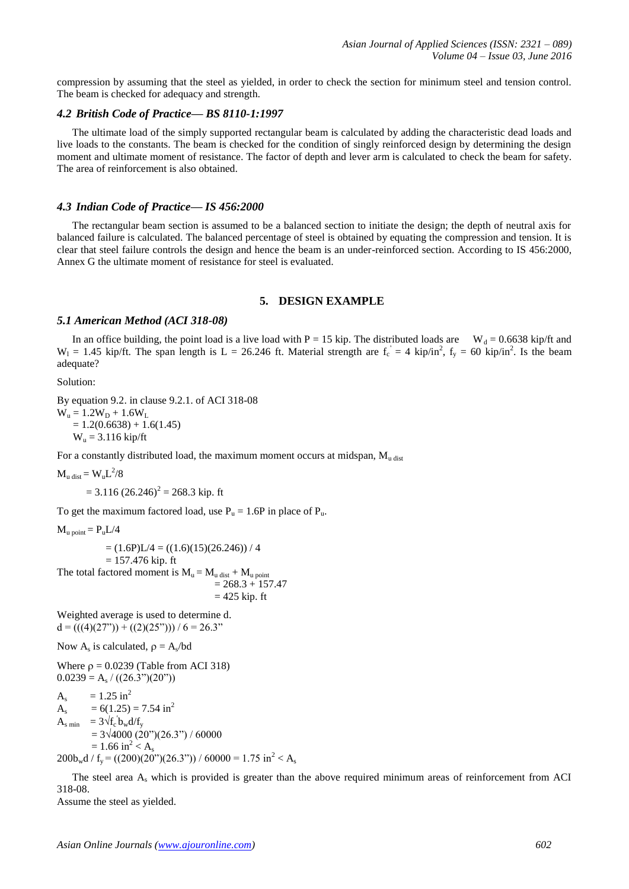compression by assuming that the steel as yielded, in order to check the section for minimum steel and tension control. The beam is checked for adequacy and strength.

### *4.2 British Code of Practice— BS 8110-1:1997*

The ultimate load of the simply supported rectangular beam is calculated by adding the characteristic dead loads and live loads to the constants. The beam is checked for the condition of singly reinforced design by determining the design moment and ultimate moment of resistance. The factor of depth and lever arm is calculated to check the beam for safety. The area of reinforcement is also obtained.

### *4.3 Indian Code of Practice— IS 456:2000*

The rectangular beam section is assumed to be a balanced section to initiate the design; the depth of neutral axis for balanced failure is calculated. The balanced percentage of steel is obtained by equating the compression and tension. It is clear that steel failure controls the design and hence the beam is an under-reinforced section. According to IS 456:2000, Annex G the ultimate moment of resistance for steel is evaluated.

## 5. DESIGN EXAMPLE

### *5.1 American Method (ACI 318-08)*

In an office building, the point load is a live load with P = 15 kip. The distributed loads are $W_d = 0.6638$ kip/ft and $W_l = 1.45$ kip/ft. The span length is L = 26.246 ft. Material strength are $f_c' = 4$ kip/in$^2$, $f_y = 60$ kip/in$^2$. Is the beam adequate?

Solution:

By equation 9.2. in clause 9.2.1. of ACI 318-08

$W_u = 1.2W_D + 1.6W_L$
$= 1.2(0.6638) + 1.6(1.45)$
$W_u = 3.116$ kip/ft

For a constantly distributed load, the maximum moment occurs at midspan, $M_{u\ dist}$

$M_{u\ dist} = W_uL^2/8$

$= 3.116\ (26.246)^2 = 268.3$ kip. ft

To get the maximum factored load, use $P_u = 1.6P$ in place of $P_u$.

$M_{u\ point} = P_uL/4$

$= (1.6P)L/4 = ((1.6)(15)(26.246)) / 4$
$= 157.476$ kip. ft

The total factored moment is $M_u = M_{u\ dist} + M_{u\ point}$
$= 268.3 + 157.47$
$= 425$ kip. ft

Weighted average is used to determine d.
d = (((4)(27")) + ((2)(25"))) / 6 = 26.3"

Now $A_s$ is calculated, $\rho = A_s/bd$

Where $\rho = 0.0239$ (Table from ACI 318)
$0.0239 = A_s$ / ((26.3")(20"))

$A_s = 1.25$ in$^2$
$A_s = 6(1.25) = 7.54$ in$^2$
$A_{s\ min} = 3\sqrt{f_c'}b_wd/f_y$
$= 3\sqrt{4000}$ (20")(26.3") / 60000
$= 1.66$ in$^2 < A_s$
$200b_wd / f_y$ = ((200)(20")(26.3")) / 60000 = 1.75 in$^2 < A_s$

The steel area $A_s$ which is provided is greater than the above required minimum areas of reinforcement from ACI 318-08.
Assume the steel as yielded.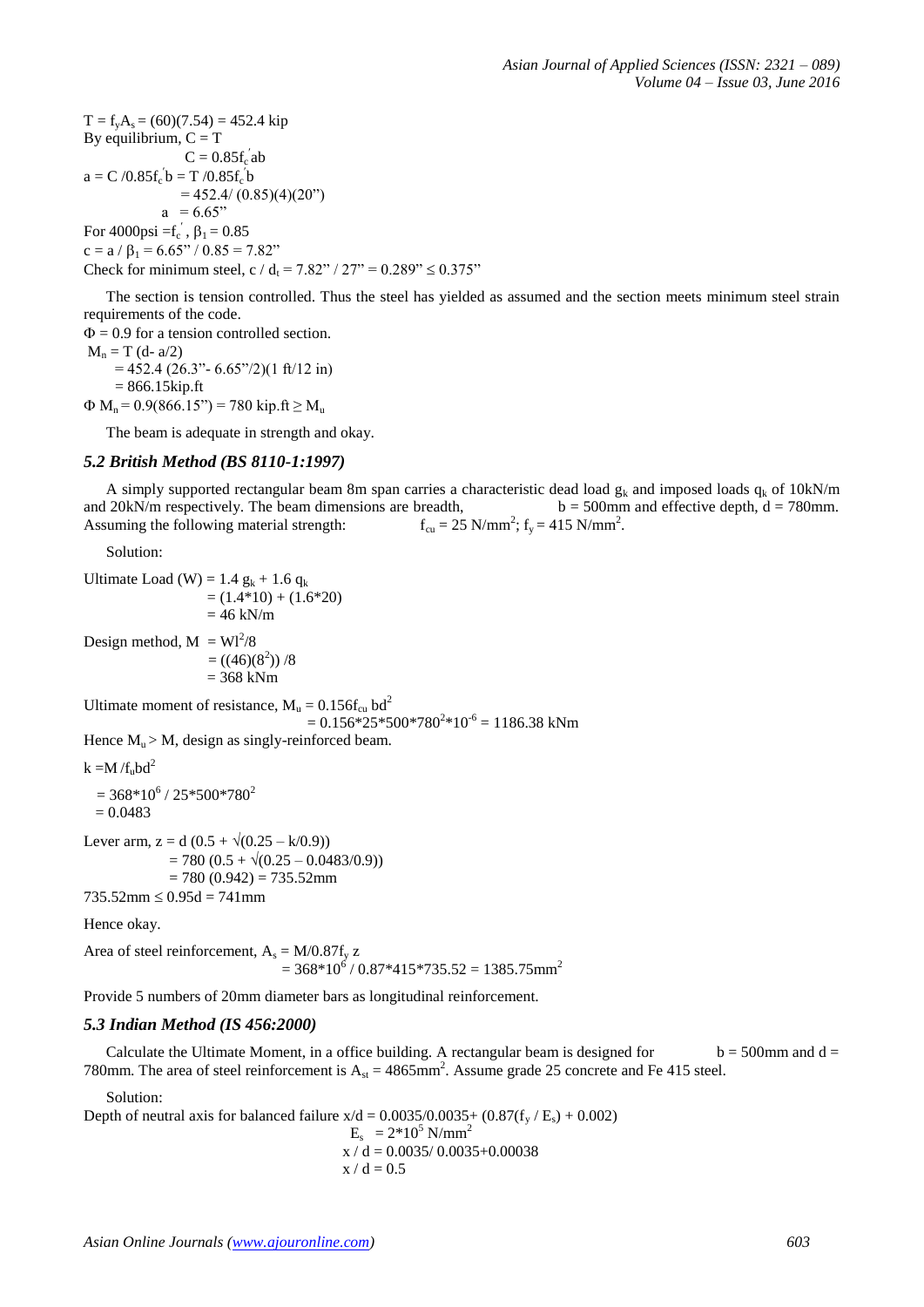$T = f_yA_s = (60)(7.54) = 452.4$ kip

By equilibrium, $C = T$

$C = 0.85f_c^{'}ab$

$a = C/0.85f_c^{'}b = T/0.85f_c^{'}b$

$= 452.4/(0.85)(4)(20")$

$a = 6.65"$

For 4000psi $= f_c^{'}$, $\beta_1 = 0.85$

$c = a/\beta_1 = 6.65"/0.85 = 7.82"$

Check for minimum steel, $c/d_t = 7.82"/27" = 0.289" \leq 0.375"$

The section is tension controlled. Thus the steel has yielded as assumed and the section meets minimum steel strain requirements of the code.

$\Phi = 0.9$ for a tension controlled section.

$M_n = T(d - a/2)$

$= 452.4(26.3" - 6.65"/2)(1 \text{ ft}/12 \text{ in})$

$= 866.15$kip.ft

$\Phi M_n = 0.9(866.15") = 780 \text{ kip.ft} \geq M_u$

The beam is adequate in strength and okay.

### *5.2 British Method (BS 8110-1:1997)*

A simply supported rectangular beam 8m span carries a characteristic dead load $g_k$ and imposed loads $q_k$ of 10kN/m and 20kN/m respectively. The beam dimensions are breadth, b = 500mm and effective depth, d = 780mm. Assuming the following material strength: $f_{cu} = 25$ N/mm$^2$; $f_y = 415$ N/mm$^2$.

Solution:

Ultimate Load (W) $= 1.4\, g_k + 1.6\, q_k$

$= (1.4*10) + (1.6*20)$

$= 46$ kN/m

Design method, $M = Wl^2/8$

$= ((46)(8^2))/8$

$= 368$ kNm

Ultimate moment of resistance, $M_u = 0.156 f_{cu}\, bd^2$

$= 0.156*25*500*780^2*10^{-6} = 1186.38$ kNm

Hence $M_u > M$, design as singly-reinforced beam.

$k = M/f_u bd^2$

$= 368*10^6 / 25*500*780^2$

$= 0.0483$

Lever arm, $z = d(0.5 + \sqrt{(0.25 - k/0.9)})$

$= 780(0.5 + \sqrt{(0.25 - 0.0483/0.9)})$

$= 780(0.942) = 735.52$mm

$735.52\text{mm} \leq 0.95d = 741$mm

Hence okay.

Area of steel reinforcement, $A_s = M/0.87f_y\, z$

$= 368*10^6 / 0.87*415*735.52 = 1385.75\text{mm}^2$

Provide 5 numbers of 20mm diameter bars as longitudinal reinforcement.

### *5.3 Indian Method (IS 456:2000)*

Calculate the Ultimate Moment, in a office building. A rectangular beam is designed for b = 500mm and d = 780mm. The area of steel reinforcement is $A_{st} = 4865\text{mm}^2$. Assume grade 25 concrete and Fe 415 steel.

Solution:

Depth of neutral axis for balanced failure $x/d = 0.0035/0.0035 + (0.87(f_y/E_s) + 0.002)$

$E_s = 2*10^5$ N/mm$^2$

$x/d = 0.0035/0.0035 + 0.00038$

$x/d = 0.5$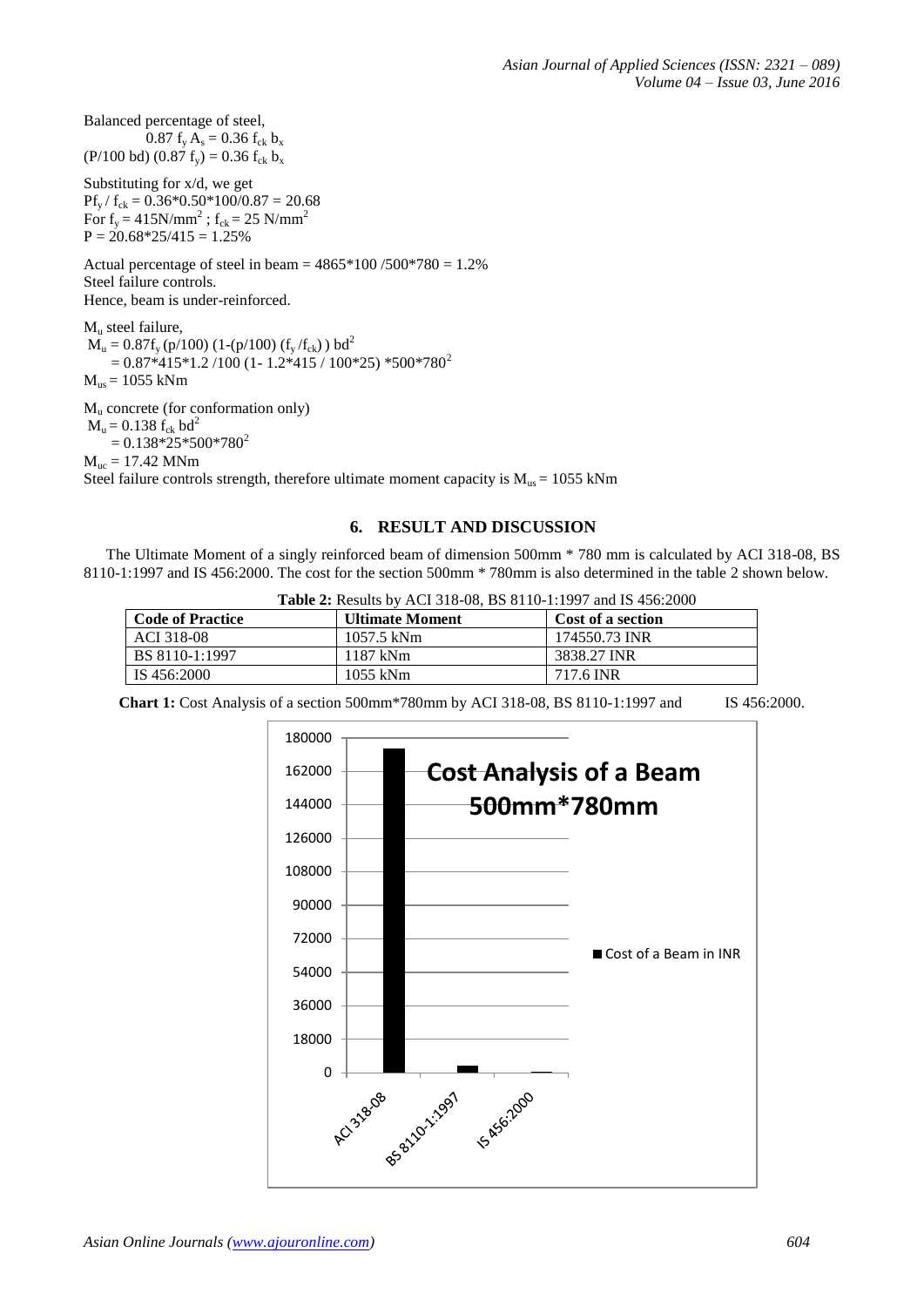Balanced percentage of steel,

$$0.87\ f_y\ A_s = 0.36\ f_{ck}\ b_x$$

$$(P/100\ bd)\ (0.87\ f_y) = 0.36\ f_{ck}\ b_x$$

Substituting for x/d, we get

$Pf_y / f_{ck} = 0.36*0.50*100/0.87 = 20.68$

For $f_y = 415N/mm^2$ ; $f_{ck} = 25\ N/mm^2$

$P = 20.68*25/415 = 1.25\%$

Actual percentage of steel in beam = 4865*100 /500*780 = 1.2%

Steel failure controls.

Hence, beam is under-reinforced.

$M_u$ steel failure,

$$M_u = 0.87f_y\ (p/100)\ (1-(p/100)\ (f_y/f_{ck}))\ bd^2$$

$$= 0.87*415*1.2\ /100\ (1-\ 1.2*415\ /\ 100*25)\ *500*780^2$$

$M_{us} = 1055$ kNm

$M_u$ concrete (for conformation only)

$$M_u = 0.138\ f_{ck}\ bd^2$$

$$= 0.138*25*500*780^2$$

$M_{uc} = 17.42$ MNm

Steel failure controls strength, therefore ultimate moment capacity is $M_{us} = 1055$ kNm

## 6. RESULT AND DISCUSSION

The Ultimate Moment of a singly reinforced beam of dimension 500mm * 780 mm is calculated by ACI 318-08, BS 8110-1:1997 and IS 456:2000. The cost for the section 500mm * 780mm is also determined in the table 2 shown below.

**Table 2:** Results by ACI 318-08, BS 8110-1:1997 and IS 456:2000

| Code of Practice | Ultimate Moment | Cost of a section |
|---|---|---|
| ACI 318-08 | 1057.5 kNm | 174550.73 INR |
| BS 8110-1:1997 | 1187 kNm | 3838.27 INR |
| IS 456:2000 | 1055 kNm | 717.6 INR |

**Chart 1:** Cost Analysis of a section 500mm*780mm by ACI 318-08, BS 8110-1:1997 and IS 456:2000.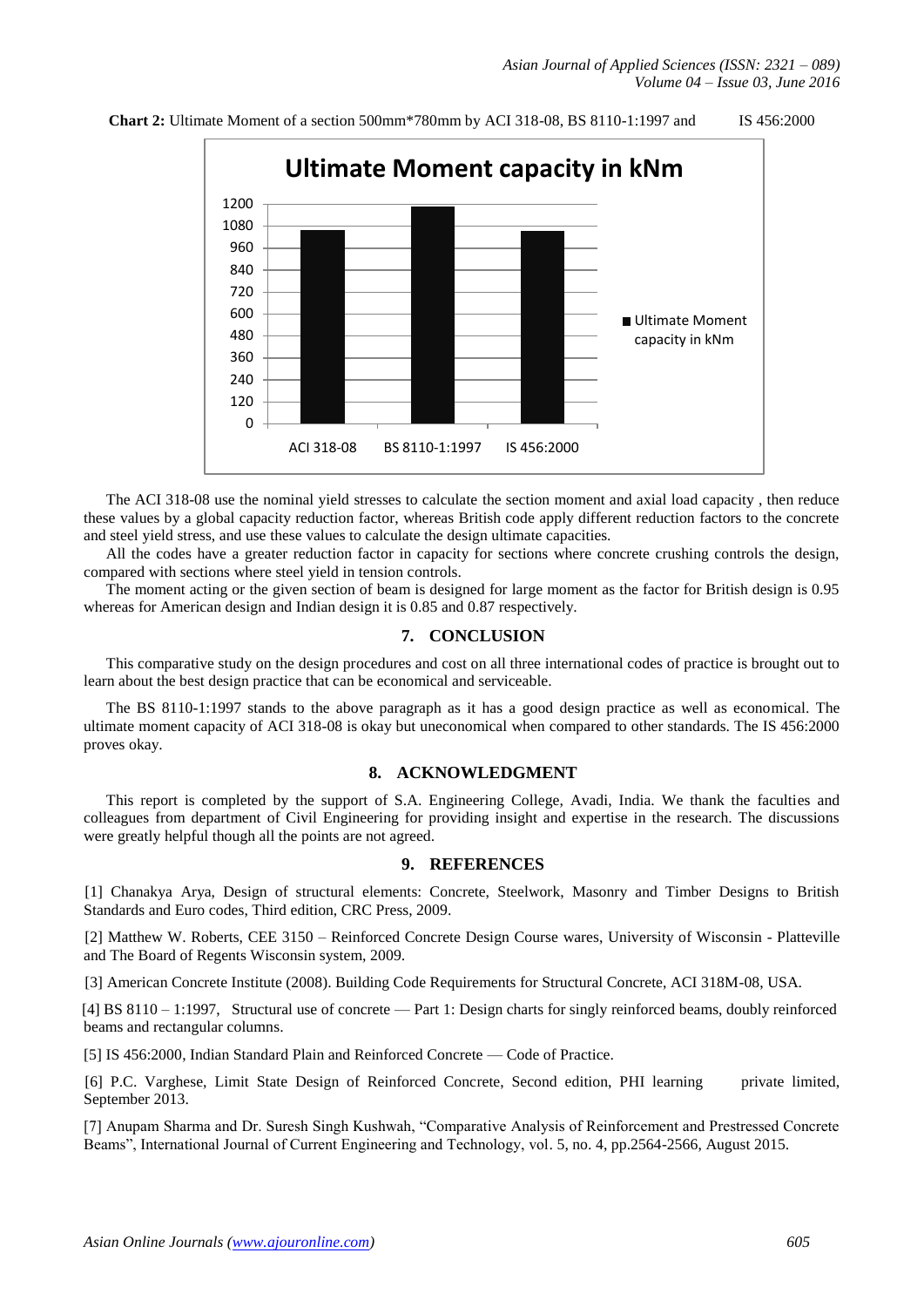**Chart 2:** Ultimate Moment of a section 500mm*780mm by ACI 318-08, BS 8110-1:1997 and IS 456:2000

The ACI 318-08 use the nominal yield stresses to calculate the section moment and axial load capacity , then reduce these values by a global capacity reduction factor, whereas British code apply different reduction factors to the concrete and steel yield stress, and use these values to calculate the design ultimate capacities.

All the codes have a greater reduction factor in capacity for sections where concrete crushing controls the design, compared with sections where steel yield in tension controls.

The moment acting or the given section of beam is designed for large moment as the factor for British design is 0.95 whereas for American design and Indian design it is 0.85 and 0.87 respectively.

## 7. CONCLUSION

This comparative study on the design procedures and cost on all three international codes of practice is brought out to learn about the best design practice that can be economical and serviceable.

The BS 8110-1:1997 stands to the above paragraph as it has a good design practice as well as economical. The ultimate moment capacity of ACI 318-08 is okay but uneconomical when compared to other standards. The IS 456:2000 proves okay.

## 8. ACKNOWLEDGMENT

This report is completed by the support of S.A. Engineering College, Avadi, India. We thank the faculties and colleagues from department of Civil Engineering for providing insight and expertise in the research. The discussions were greatly helpful though all the points are not agreed.

## 9. REFERENCES

[1] Chanakya Arya, Design of structural elements: Concrete, Steelwork, Masonry and Timber Designs to British Standards and Euro codes, Third edition, CRC Press, 2009.

[2] Matthew W. Roberts, CEE 3150 – Reinforced Concrete Design Course wares, University of Wisconsin - Platteville and The Board of Regents Wisconsin system, 2009.

[3] American Concrete Institute (2008). Building Code Requirements for Structural Concrete, ACI 318M-08, USA.

[4] BS 8110 – 1:1997, Structural use of concrete — Part 1: Design charts for singly reinforced beams, doubly reinforced beams and rectangular columns.

[5] IS 456:2000, Indian Standard Plain and Reinforced Concrete — Code of Practice.

[6] P.C. Varghese, Limit State Design of Reinforced Concrete, Second edition, PHI learning private limited, September 2013.

[7] Anupam Sharma and Dr. Suresh Singh Kushwah, "Comparative Analysis of Reinforcement and Prestressed Concrete Beams", International Journal of Current Engineering and Technology, vol. 5, no. 4, pp.2564-2566, August 2015.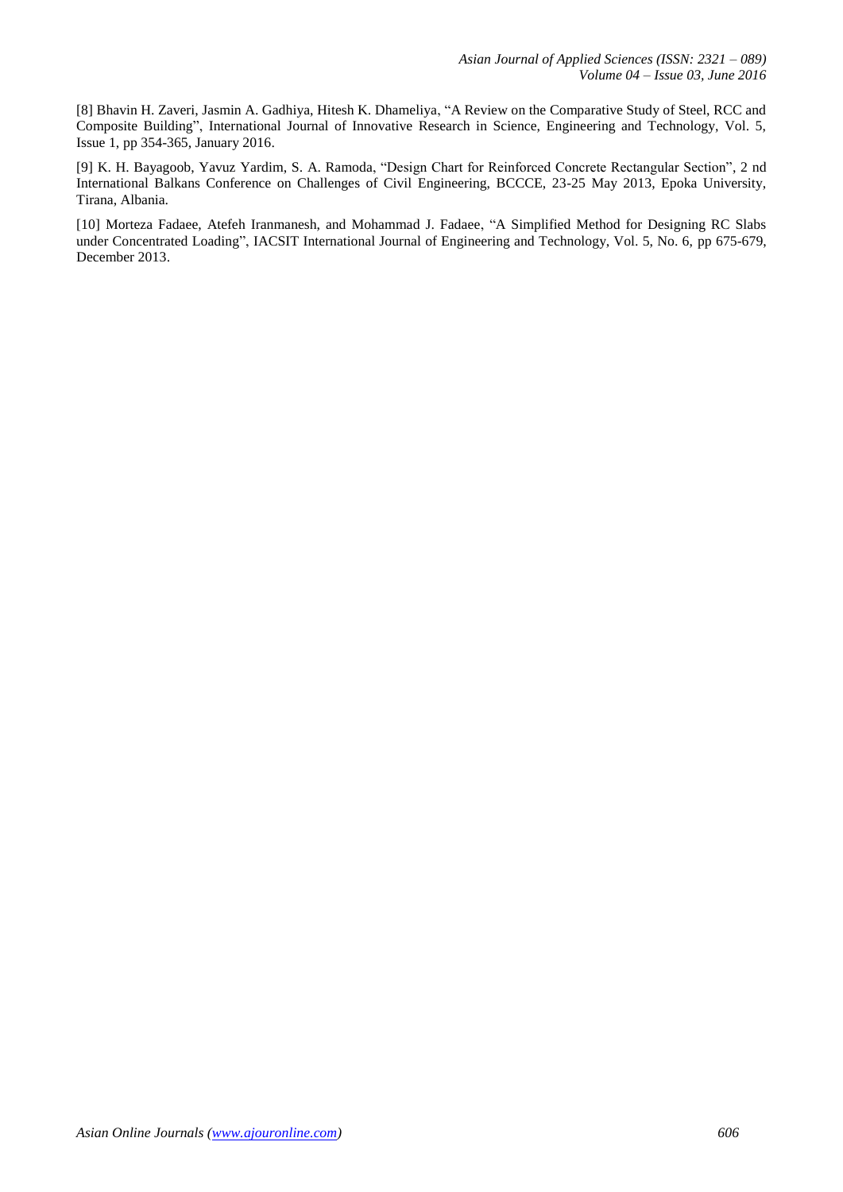[8] Bhavin H. Zaveri, Jasmin A. Gadhiya, Hitesh K. Dhameliya, "A Review on the Comparative Study of Steel, RCC and Composite Building", International Journal of Innovative Research in Science, Engineering and Technology, Vol. 5, Issue 1, pp 354-365, January 2016.

[9] K. H. Bayagoob, Yavuz Yardim, S. A. Ramoda, "Design Chart for Reinforced Concrete Rectangular Section", 2 nd International Balkans Conference on Challenges of Civil Engineering, BCCCE, 23-25 May 2013, Epoka University, Tirana, Albania.

[10] Morteza Fadaee, Atefeh Iranmanesh, and Mohammad J. Fadaee, "A Simplified Method for Designing RC Slabs under Concentrated Loading", IACSIT International Journal of Engineering and Technology, Vol. 5, No. 6, pp 675-679, December 2013.